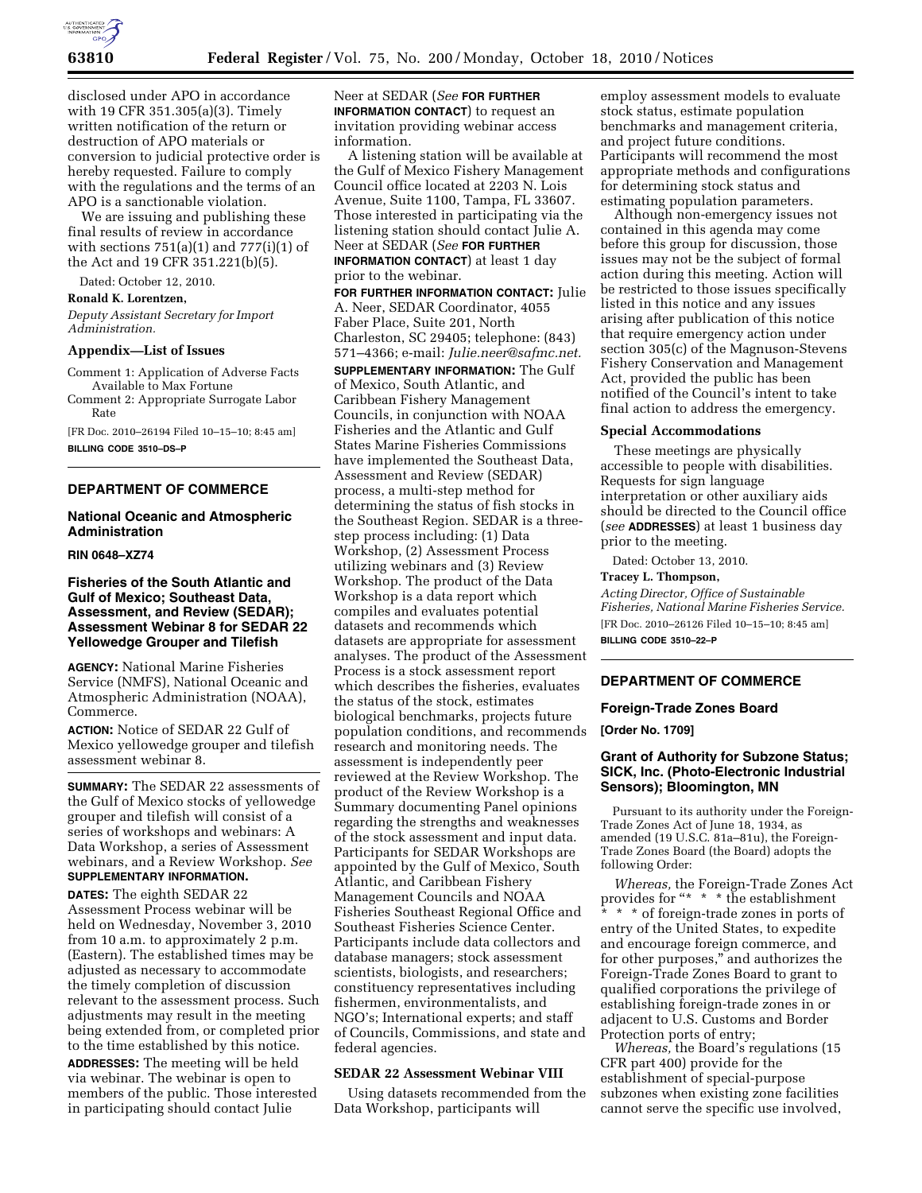disclosed under APO in accordance with 19 CFR 351.305(a)(3). Timely written notification of the return or destruction of APO materials or conversion to judicial protective order is hereby requested. Failure to comply with the regulations and the terms of an APO is a sanctionable violation.

We are issuing and publishing these final results of review in accordance with sections 751(a)(1) and 777(i)(1) of the Act and 19 CFR 351.221(b)(5).

Dated: October 12, 2010.

**Ronald K. Lorentzen,**

*Deputy Assistant Secretary for Import Administration.*

## Appendix—List of Issues

Comment 1: Application of Adverse Facts Available to Max Fortune

Comment 2: Appropriate Surrogate Labor Rate

[FR Doc. 2010–26194 Filed 10–15–10; 8:45 am]

**BILLING CODE 3510–DS–P**

---

## DEPARTMENT OF COMMERCE

### National Oceanic and Atmospheric Administration

**RIN 0648–XZ74**

### Fisheries of the South Atlantic and Gulf of Mexico; Southeast Data, Assessment, and Review (SEDAR); Assessment Webinar 8 for SEDAR 22 Yellowedge Grouper and Tilefish

**AGENCY:** National Marine Fisheries Service (NMFS), National Oceanic and Atmospheric Administration (NOAA), Commerce.

**ACTION:** Notice of SEDAR 22 Gulf of Mexico yellowedge grouper and tilefish assessment webinar 8.

**SUMMARY:** The SEDAR 22 assessments of the Gulf of Mexico stocks of yellowedge grouper and tilefish will consist of a series of workshops and webinars: A Data Workshop, a series of Assessment webinars, and a Review Workshop. *See* **SUPPLEMENTARY INFORMATION.**

**DATES:** The eighth SEDAR 22 Assessment Process webinar will be held on Wednesday, November 3, 2010 from 10 a.m. to approximately 2 p.m. (Eastern). The established times may be adjusted as necessary to accommodate the timely completion of discussion relevant to the assessment process. Such adjustments may result in the meeting being extended from, or completed prior to the time established by this notice.

**ADDRESSES:** The meeting will be held via webinar. The webinar is open to members of the public. Those interested in participating should contact Julie Neer at SEDAR (*See* **FOR FURTHER INFORMATION CONTACT**) to request an invitation providing webinar access information.

A listening station will be available at the Gulf of Mexico Fishery Management Council office located at 2203 N. Lois Avenue, Suite 1100, Tampa, FL 33607. Those interested in participating via the listening station should contact Julie A. Neer at SEDAR (*See* **FOR FURTHER INFORMATION CONTACT**) at least 1 day prior to the webinar.

**FOR FURTHER INFORMATION CONTACT:** Julie A. Neer, SEDAR Coordinator, 4055 Faber Place, Suite 201, North Charleston, SC 29405; telephone: (843) 571–4366; e-mail: *Julie.neer@safmc.net.*

**SUPPLEMENTARY INFORMATION:** The Gulf of Mexico, South Atlantic, and Caribbean Fishery Management Councils, in conjunction with NOAA Fisheries and the Atlantic and Gulf States Marine Fisheries Commissions have implemented the Southeast Data, Assessment and Review (SEDAR) process, a multi-step method for determining the status of fish stocks in the Southeast Region. SEDAR is a three-step process including: (1) Data Workshop, (2) Assessment Process utilizing webinars and (3) Review Workshop. The product of the Data Workshop is a data report which compiles and evaluates potential datasets and recommends which datasets are appropriate for assessment analyses. The product of the Assessment Process is a stock assessment report which describes the fisheries, evaluates the status of the stock, estimates biological benchmarks, projects future population conditions, and recommends research and monitoring needs. The assessment is independently peer reviewed at the Review Workshop. The product of the Review Workshop is a Summary documenting Panel opinions regarding the strengths and weaknesses of the stock assessment and input data. Participants for SEDAR Workshops are appointed by the Gulf of Mexico, South Atlantic, and Caribbean Fishery Management Councils and NOAA Fisheries Southeast Regional Office and Southeast Fisheries Science Center. Participants include data collectors and database managers; stock assessment scientists, biologists, and researchers; constituency representatives including fishermen, environmentalists, and NGO's; International experts; and staff of Councils, Commissions, and state and federal agencies.

### SEDAR 22 Assessment Webinar VIII

Using datasets recommended from the Data Workshop, participants will employ assessment models to evaluate stock status, estimate population benchmarks and management criteria, and project future conditions. Participants will recommend the most appropriate methods and configurations for determining stock status and estimating population parameters.

Although non-emergency issues not contained in this agenda may come before this group for discussion, those issues may not be the subject of formal action during this meeting. Action will be restricted to those issues specifically listed in this notice and any issues arising after publication of this notice that require emergency action under section 305(c) of the Magnuson-Stevens Fishery Conservation and Management Act, provided the public has been notified of the Council's intent to take final action to address the emergency.

### Special Accommodations

These meetings are physically accessible to people with disabilities. Requests for sign language interpretation or other auxiliary aids should be directed to the Council office (*see* **ADDRESSES**) at least 1 business day prior to the meeting.

Dated: October 13, 2010.

**Tracey L. Thompson,**

*Acting Director, Office of Sustainable Fisheries, National Marine Fisheries Service.*

[FR Doc. 2010–26126 Filed 10–15–10; 8:45 am]

**BILLING CODE 3510–22–P**

---

## DEPARTMENT OF COMMERCE

### Foreign-Trade Zones Board

**[Order No. 1709]**

### Grant of Authority for Subzone Status; SICK, Inc. (Photo-Electronic Industrial Sensors); Bloomington, MN

Pursuant to its authority under the Foreign-Trade Zones Act of June 18, 1934, as amended (19 U.S.C. 81a–81u), the Foreign-Trade Zones Board (the Board) adopts the following Order:

*Whereas,* the Foreign-Trade Zones Act provides for "* * * the establishment * * * of foreign-trade zones in ports of entry of the United States, to expedite and encourage foreign commerce, and for other purposes," and authorizes the Foreign-Trade Zones Board to grant to qualified corporations the privilege of establishing foreign-trade zones in or adjacent to U.S. Customs and Border Protection ports of entry;

*Whereas,* the Board's regulations (15 CFR part 400) provide for the establishment of special-purpose subzones when existing zone facilities cannot serve the specific use involved,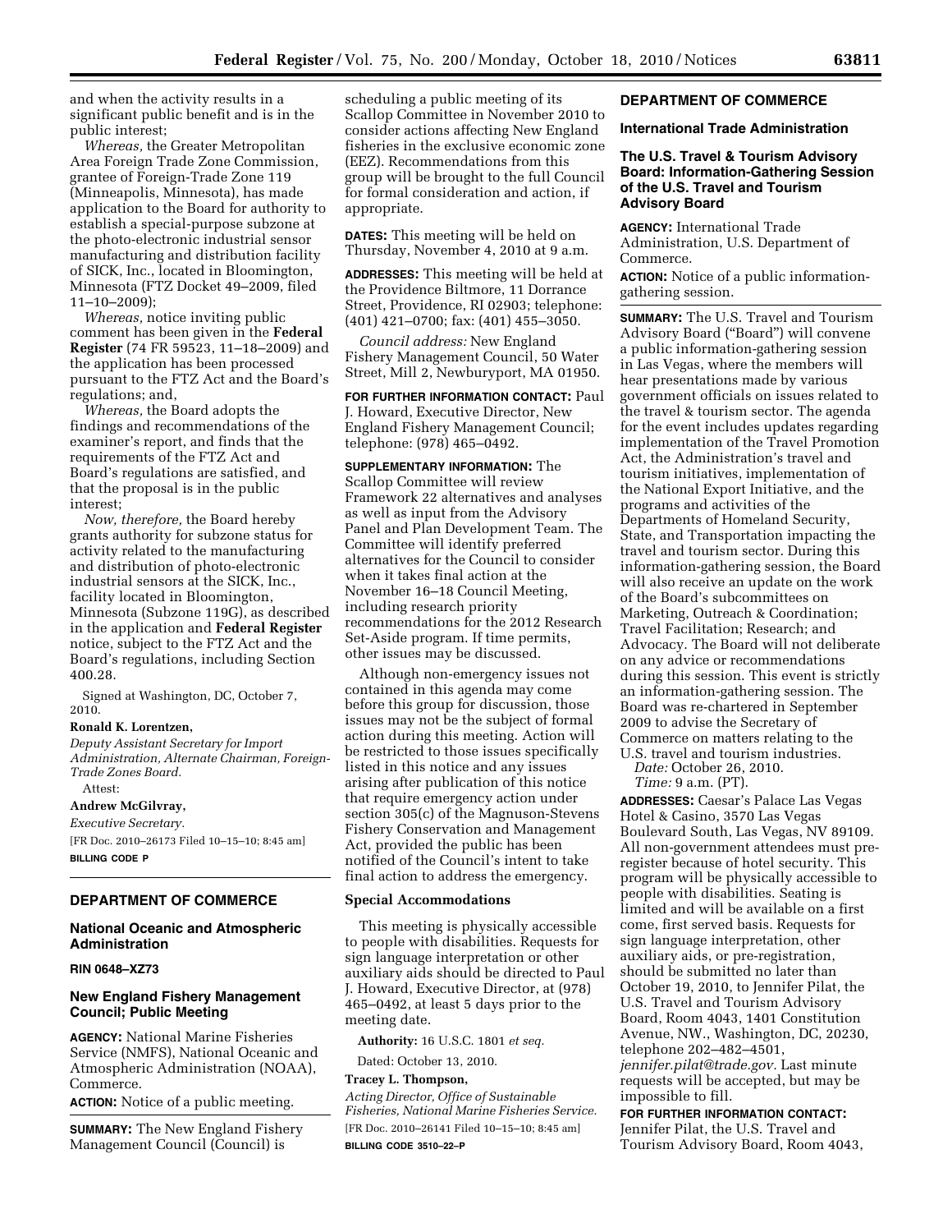and when the activity results in a significant public benefit and is in the public interest;

*Whereas,* the Greater Metropolitan Area Foreign Trade Zone Commission, grantee of Foreign-Trade Zone 119 (Minneapolis, Minnesota), has made application to the Board for authority to establish a special-purpose subzone at the photo-electronic industrial sensor manufacturing and distribution facility of SICK, Inc., located in Bloomington, Minnesota (FTZ Docket 49–2009, filed 11–10–2009);

*Whereas,* notice inviting public comment has been given in the **Federal Register** (74 FR 59523, 11–18–2009) and the application has been processed pursuant to the FTZ Act and the Board's regulations; and,

*Whereas,* the Board adopts the findings and recommendations of the examiner's report, and finds that the requirements of the FTZ Act and Board's regulations are satisfied, and that the proposal is in the public interest;

*Now, therefore,* the Board hereby grants authority for subzone status for activity related to the manufacturing and distribution of photo-electronic industrial sensors at the SICK, Inc., facility located in Bloomington, Minnesota (Subzone 119G), as described in the application and **Federal Register** notice, subject to the FTZ Act and the Board's regulations, including Section 400.28.

Signed at Washington, DC, October 7, 2010.

**Ronald K. Lorentzen,**

*Deputy Assistant Secretary for Import Administration, Alternate Chairman, Foreign-Trade Zones Board.*

Attest:

**Andrew McGilvray,**

*Executive Secretary.*

[FR Doc. 2010–26173 Filed 10–15–10; 8:45 am]

**BILLING CODE P**

## DEPARTMENT OF COMMERCE

### National Oceanic and Atmospheric Administration

**RIN 0648–XZ73**

### New England Fishery Management Council; Public Meeting

**AGENCY:** National Marine Fisheries Service (NMFS), National Oceanic and Atmospheric Administration (NOAA), Commerce.

**ACTION:** Notice of a public meeting.

**SUMMARY:** The New England Fishery Management Council (Council) is scheduling a public meeting of its Scallop Committee in November 2010 to consider actions affecting New England fisheries in the exclusive economic zone (EEZ). Recommendations from this group will be brought to the full Council for formal consideration and action, if appropriate.

**DATES:** This meeting will be held on Thursday, November 4, 2010 at 9 a.m.

**ADDRESSES:** This meeting will be held at the Providence Biltmore, 11 Dorrance Street, Providence, RI 02903; telephone: (401) 421–0700; fax: (401) 455–3050.

*Council address:* New England Fishery Management Council, 50 Water Street, Mill 2, Newburyport, MA 01950.

**FOR FURTHER INFORMATION CONTACT:** Paul J. Howard, Executive Director, New England Fishery Management Council; telephone: (978) 465–0492.

**SUPPLEMENTARY INFORMATION:** The Scallop Committee will review Framework 22 alternatives and analyses as well as input from the Advisory Panel and Plan Development Team. The Committee will identify preferred alternatives for the Council to consider when it takes final action at the November 16–18 Council Meeting, including research priority recommendations for the 2012 Research Set-Aside program. If time permits, other issues may be discussed.

Although non-emergency issues not contained in this agenda may come before this group for discussion, those issues may not be the subject of formal action during this meeting. Action will be restricted to those issues specifically listed in this notice and any issues arising after publication of this notice that require emergency action under section 305(c) of the Magnuson-Stevens Fishery Conservation and Management Act, provided the public has been notified of the Council's intent to take final action to address the emergency.

#### Special Accommodations

This meeting is physically accessible to people with disabilities. Requests for sign language interpretation or other auxiliary aids should be directed to Paul J. Howard, Executive Director, at (978) 465–0492, at least 5 days prior to the meeting date.

**Authority:** 16 U.S.C. 1801 *et seq.*

Dated: October 13, 2010.

**Tracey L. Thompson,**

*Acting Director, Office of Sustainable Fisheries, National Marine Fisheries Service.*

[FR Doc. 2010–26141 Filed 10–15–10; 8:45 am]

**BILLING CODE 3510–22–P**

## DEPARTMENT OF COMMERCE

### International Trade Administration

### The U.S. Travel & Tourism Advisory Board: Information-Gathering Session of the U.S. Travel and Tourism Advisory Board

**AGENCY:** International Trade Administration, U.S. Department of Commerce.

**ACTION:** Notice of a public information-gathering session.

**SUMMARY:** The U.S. Travel and Tourism Advisory Board ("Board") will convene a public information-gathering session in Las Vegas, where the members will hear presentations made by various government officials on issues related to the travel & tourism sector. The agenda for the event includes updates regarding implementation of the Travel Promotion Act, the Administration's travel and tourism initiatives, implementation of the National Export Initiative, and the programs and activities of the Departments of Homeland Security, State, and Transportation impacting the travel and tourism sector. During this information-gathering session, the Board will also receive an update on the work of the Board's subcommittees on Marketing, Outreach & Coordination; Travel Facilitation; Research; and Advocacy. The Board will not deliberate on any advice or recommendations during this session. This event is strictly an information-gathering session. The Board was re-chartered in September 2009 to advise the Secretary of Commerce on matters relating to the U.S. travel and tourism industries.

*Date:* October 26, 2010.

*Time:* 9 a.m. (PT).

**ADDRESSES:** Caesar's Palace Las Vegas Hotel & Casino, 3570 Las Vegas Boulevard South, Las Vegas, NV 89109. All non-government attendees must pre-register because of hotel security. This program will be physically accessible to people with disabilities. Seating is limited and will be available on a first come, first served basis. Requests for sign language interpretation, other auxiliary aids, or pre-registration, should be submitted no later than October 19, 2010, to Jennifer Pilat, the U.S. Travel and Tourism Advisory Board, Room 4043, 1401 Constitution Avenue, NW., Washington, DC, 20230, telephone 202–482–4501, *jennifer.pilat@trade.gov.* Last minute requests will be accepted, but may be impossible to fill.

**FOR FURTHER INFORMATION CONTACT:** Jennifer Pilat, the U.S. Travel and Tourism Advisory Board, Room 4043,